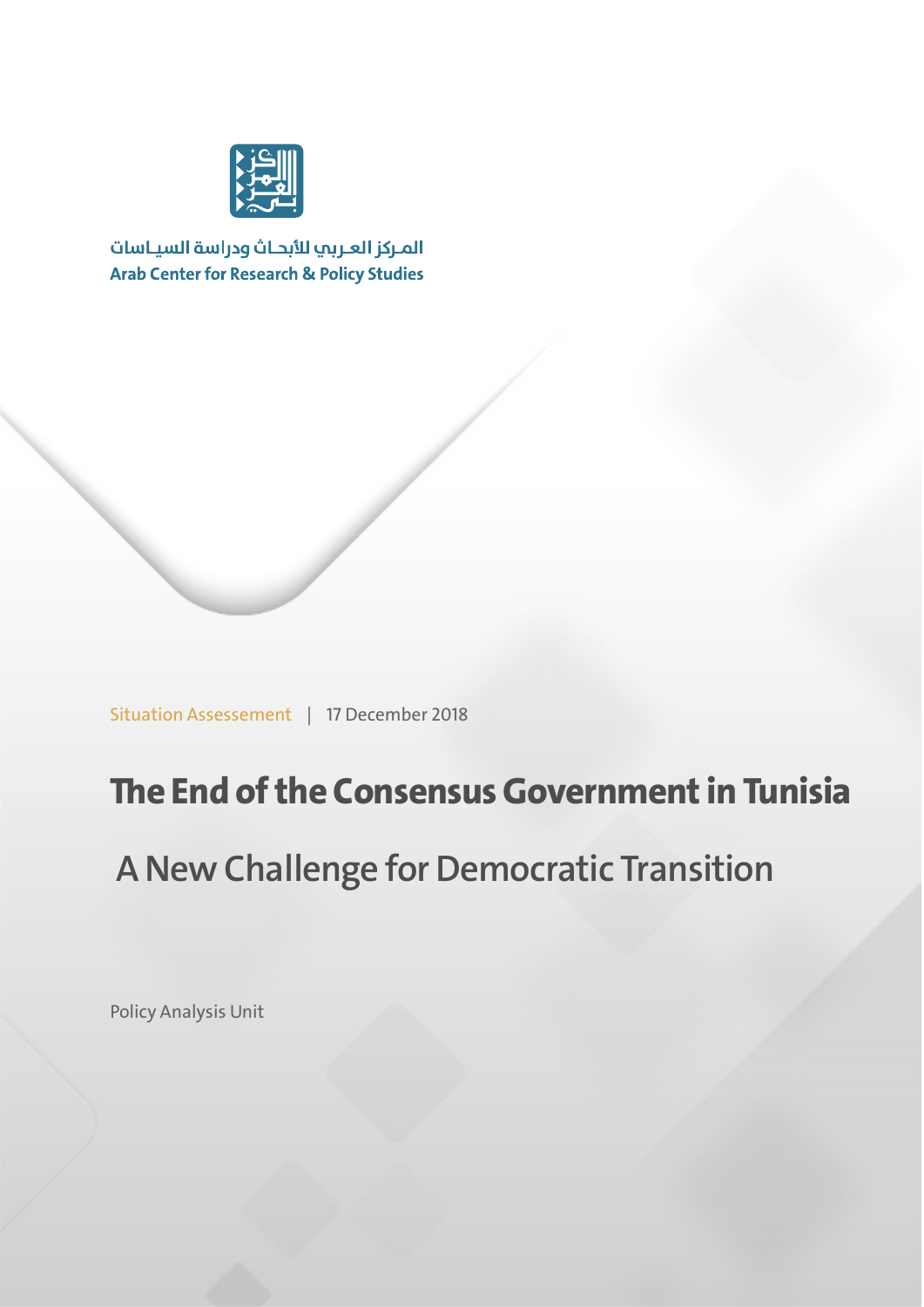المـركز العـربي للأبحـاث ودراسة السيـاسات

**Arab Center for Research & Policy Studies**

Situation Assessement | 17 December 2018

# The End of the Consensus Government in Tunisia

## A New Challenge for Democratic Transition

Policy Analysis Unit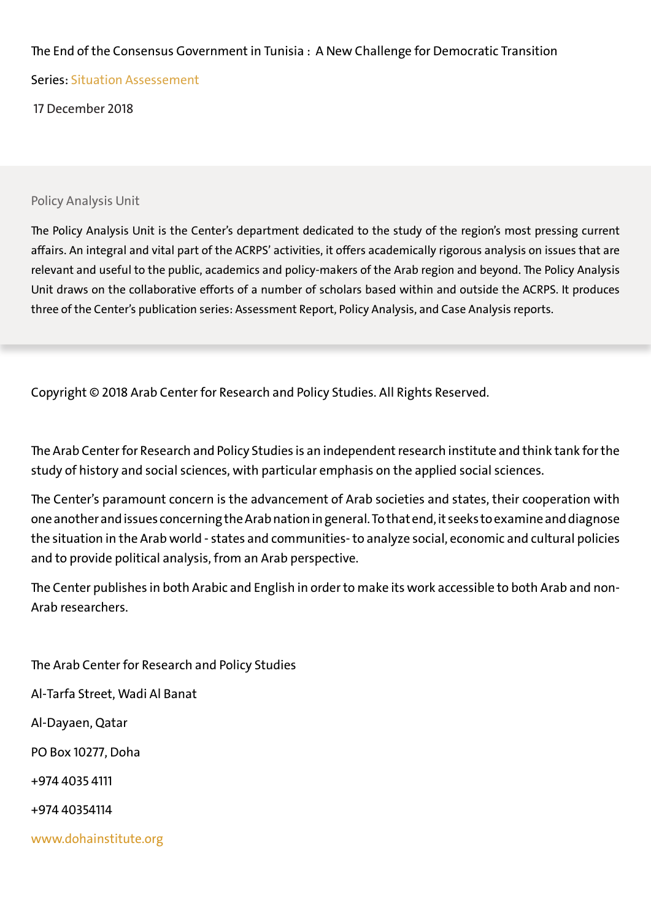The End of the Consensus Government in Tunisia : A New Challenge for Democratic Transition

Series: Situation Assessement

17 December 2018

Policy Analysis Unit

The Policy Analysis Unit is the Center's department dedicated to the study of the region's most pressing current affairs. An integral and vital part of the ACRPS' activities, it offers academically rigorous analysis on issues that are relevant and useful to the public, academics and policy-makers of the Arab region and beyond. The Policy Analysis Unit draws on the collaborative efforts of a number of scholars based within and outside the ACRPS. It produces three of the Center's publication series: Assessment Report, Policy Analysis, and Case Analysis reports.

Copyright © 2018 Arab Center for Research and Policy Studies. All Rights Reserved.

The Arab Center for Research and Policy Studies is an independent research institute and think tank for the study of history and social sciences, with particular emphasis on the applied social sciences.

The Center's paramount concern is the advancement of Arab societies and states, their cooperation with one another and issues concerning the Arab nation in general. To that end, it seeks to examine and diagnose the situation in the Arab world - states and communities- to analyze social, economic and cultural policies and to provide political analysis, from an Arab perspective.

The Center publishes in both Arabic and English in order to make its work accessible to both Arab and non-Arab researchers.

The Arab Center for Research and Policy Studies

Al-Tarfa Street, Wadi Al Banat

Al-Dayaen, Qatar

PO Box 10277, Doha

+974 4035 4111

+974 40354114

www.dohainstitute.org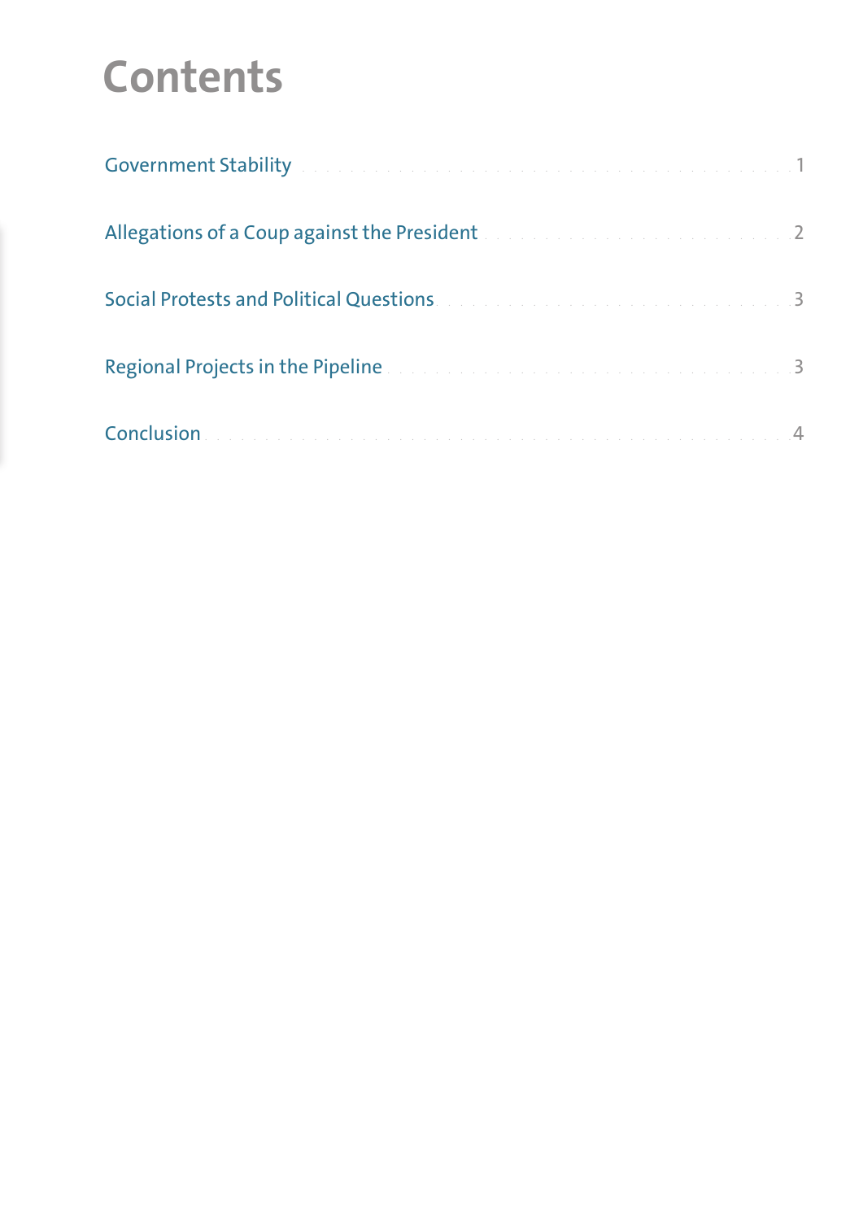# Contents

Government Stability . . . . . . . . . . . . . . . . . . . . . . . . . . . . . . . . . . . . 1

Allegations of a Coup against the President . . . . . . . . . . . . . . . . . . . . . . . . 2

Social Protests and Political Questions . . . . . . . . . . . . . . . . . . . . . . . . . . 3

Regional Projects in the Pipeline . . . . . . . . . . . . . . . . . . . . . . . . . . . . . 3

Conclusion . . . . . . . . . . . . . . . . . . . . . . . . . . . . . . . . . . . . . . . . . . 4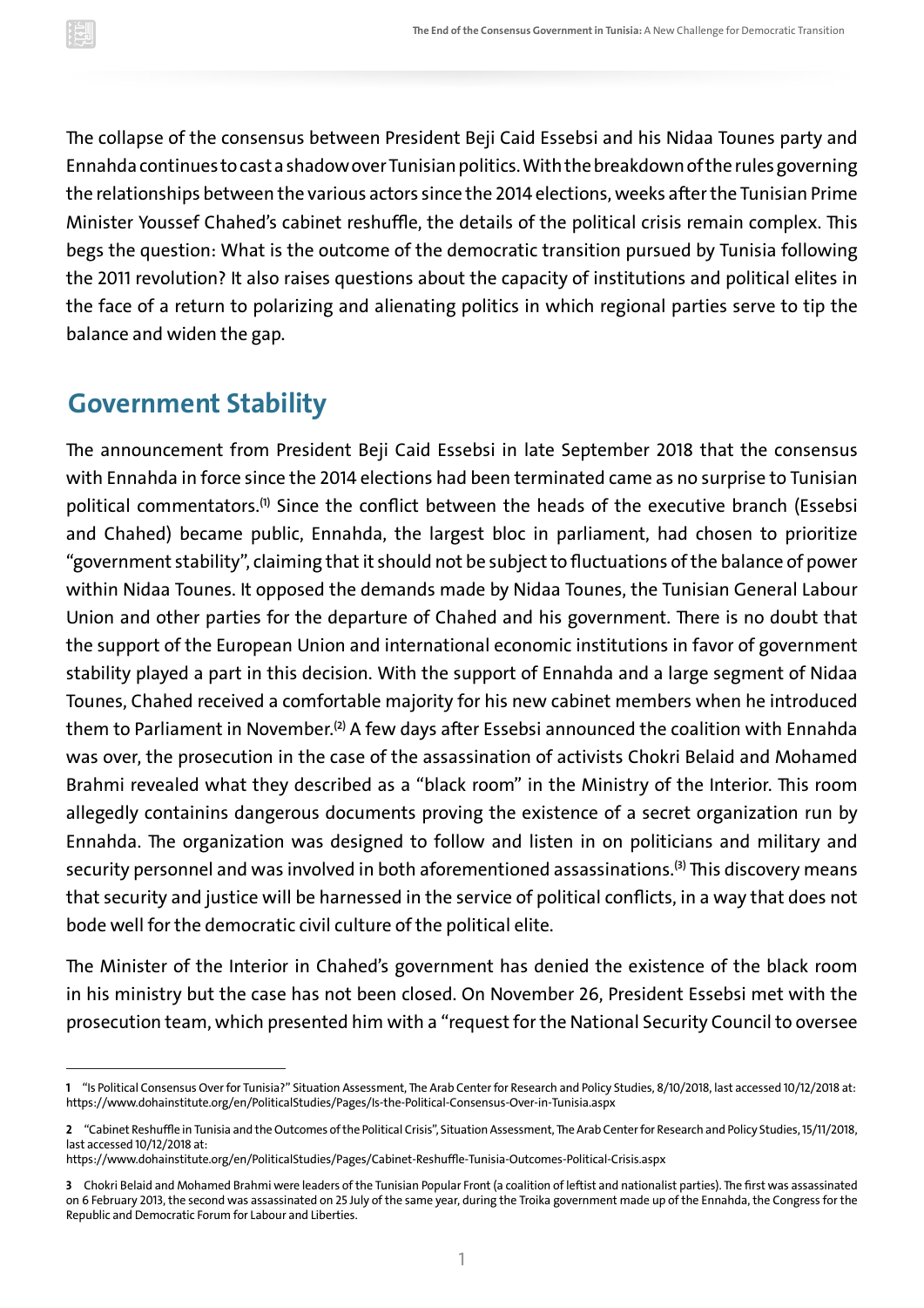The collapse of the consensus between President Beji Caid Essebsi and his Nidaa Tounes party and Ennahda continues to cast a shadow over Tunisian politics. With the breakdown of the rules governing the relationships between the various actors since the 2014 elections, weeks after the Tunisian Prime Minister Youssef Chahed's cabinet reshuffle, the details of the political crisis remain complex. This begs the question: What is the outcome of the democratic transition pursued by Tunisia following the 2011 revolution? It also raises questions about the capacity of institutions and political elites in the face of a return to polarizing and alienating politics in which regional parties serve to tip the balance and widen the gap.

## Government Stability

The announcement from President Beji Caid Essebsi in late September 2018 that the consensus with Ennahda in force since the 2014 elections had been terminated came as no surprise to Tunisian political commentators.[1] Since the conflict between the heads of the executive branch (Essebsi and Chahed) became public, Ennahda, the largest bloc in parliament, had chosen to prioritize "government stability", claiming that it should not be subject to fluctuations of the balance of power within Nidaa Tounes. It opposed the demands made by Nidaa Tounes, the Tunisian General Labour Union and other parties for the departure of Chahed and his government. There is no doubt that the support of the European Union and international economic institutions in favor of government stability played a part in this decision. With the support of Ennahda and a large segment of Nidaa Tounes, Chahed received a comfortable majority for his new cabinet members when he introduced them to Parliament in November.[2] A few days after Essebsi announced the coalition with Ennahda was over, the prosecution in the case of the assassination of activists Chokri Belaid and Mohamed Brahmi revealed what they described as a "black room" in the Ministry of the Interior. This room allegedly containins dangerous documents proving the existence of a secret organization run by Ennahda. The organization was designed to follow and listen in on politicians and military and security personnel and was involved in both aforementioned assassinations.[3] This discovery means that security and justice will be harnessed in the service of political conflicts, in a way that does not bode well for the democratic civil culture of the political elite.

The Minister of the Interior in Chahed's government has denied the existence of the black room in his ministry but the case has not been closed. On November 26, President Essebsi met with the prosecution team, which presented him with a "request for the National Security Council to oversee

---

1 "Is Political Consensus Over for Tunisia?" Situation Assessment, The Arab Center for Research and Policy Studies, 8/10/2018, last accessed 10/12/2018 at: https://www.dohainstitute.org/en/PoliticalStudies/Pages/Is-the-Political-Consensus-Over-in-Tunisia.aspx

2 "Cabinet Reshuffle in Tunisia and the Outcomes of the Political Crisis", Situation Assessment, The Arab Center for Research and Policy Studies, 15/11/2018, last accessed 10/12/2018 at: https://www.dohainstitute.org/en/PoliticalStudies/Pages/Cabinet-Reshuffle-Tunisia-Outcomes-Political-Crisis.aspx

3 Chokri Belaid and Mohamed Brahmi were leaders of the Tunisian Popular Front (a coalition of leftist and nationalist parties). The first was assassinated on 6 February 2013, the second was assassinated on 25 July of the same year, during the Troika government made up of the Ennahda, the Congress for the Republic and Democratic Forum for Labour and Liberties.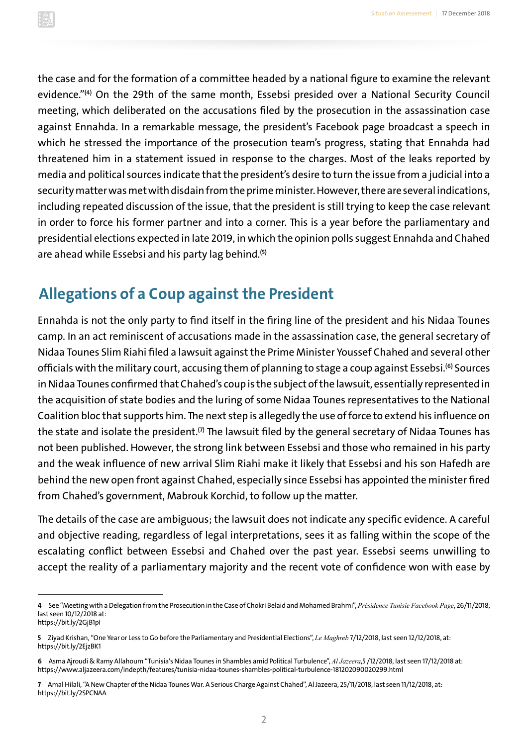the case and for the formation of a committee headed by a national figure to examine the relevant evidence."[4] On the 29th of the same month, Essebsi presided over a National Security Council meeting, which deliberated on the accusations filed by the prosecution in the assassination case against Ennahda. In a remarkable message, the president's Facebook page broadcast a speech in which he stressed the importance of the prosecution team's progress, stating that Ennahda had threatened him in a statement issued in response to the charges. Most of the leaks reported by media and political sources indicate that the president's desire to turn the issue from a judicial into a security matter was met with disdain from the prime minister. However, there are several indications, including repeated discussion of the issue, that the president is still trying to keep the case relevant in order to force his former partner and into a corner. This is a year before the parliamentary and presidential elections expected in late 2019, in which the opinion polls suggest Ennahda and Chahed are ahead while Essebsi and his party lag behind.[5]

## Allegations of a Coup against the President

Ennahda is not the only party to find itself in the firing line of the president and his Nidaa Tounes camp. In an act reminiscent of accusations made in the assassination case, the general secretary of Nidaa Tounes Slim Riahi filed a lawsuit against the Prime Minister Youssef Chahed and several other officials with the military court, accusing them of planning to stage a coup against Essebsi.[6] Sources in Nidaa Tounes confirmed that Chahed's coup is the subject of the lawsuit, essentially represented in the acquisition of state bodies and the luring of some Nidaa Tounes representatives to the National Coalition bloc that supports him. The next step is allegedly the use of force to extend his influence on the state and isolate the president.[7] The lawsuit filed by the general secretary of Nidaa Tounes has not been published. However, the strong link between Essebsi and those who remained in his party and the weak influence of new arrival Slim Riahi make it likely that Essebsi and his son Hafedh are behind the new open front against Chahed, especially since Essebsi has appointed the minister fired from Chahed's government, Mabrouk Korchid, to follow up the matter.

The details of the case are ambiguous; the lawsuit does not indicate any specific evidence. A careful and objective reading, regardless of legal interpretations, sees it as falling within the scope of the escalating conflict between Essebsi and Chahed over the past year. Essebsi seems unwilling to accept the reality of a parliamentary majority and the recent vote of confidence won with ease by

---

4 See "Meeting with a Delegation from the Prosecution in the Case of Chokri Belaid and Mohamed Brahmi", *Présidence Tunisie Facebook Page*, 26/11/2018, last seen 10/12/2018 at: https://bit.ly/2GjB1pI

5 Ziyad Krishan, "One Year or Less to Go before the Parliamentary and Presidential Elections", *Le Maghreb* 7/12/2018, last seen 12/12/2018, at: https://bit.ly/2EjzBK1

6 Asma Ajroudi & Ramy Allahoum "Tunisia's Nidaa Tounes in Shambles amid Political Turbulence", *Al Jazeera*,5 /12/2018, last seen 17/12/2018 at: https://www.aljazeera.com/indepth/features/tunisia-nidaa-tounes-shambles-political-turbulence-181202090020299.html

7 Amal Hilali, "A New Chapter of the Nidaa Tounes War. A Serious Charge Against Chahed", Al Jazeera, 25/11/2018, last seen 11/12/2018, at: https://bit.ly/2SPCNAA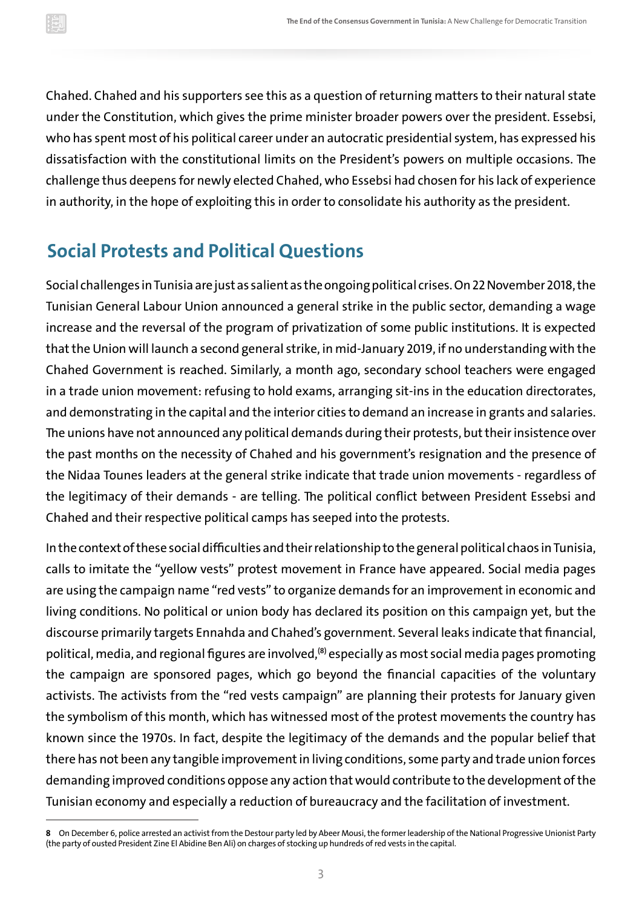Chahed. Chahed and his supporters see this as a question of returning matters to their natural state under the Constitution, which gives the prime minister broader powers over the president. Essebsi, who has spent most of his political career under an autocratic presidential system, has expressed his dissatisfaction with the constitutional limits on the President's powers on multiple occasions. The challenge thus deepens for newly elected Chahed, who Essebsi had chosen for his lack of experience in authority, in the hope of exploiting this in order to consolidate his authority as the president.

## Social Protests and Political Questions

Social challenges in Tunisia are just as salient as the ongoing political crises. On 22 November 2018, the Tunisian General Labour Union announced a general strike in the public sector, demanding a wage increase and the reversal of the program of privatization of some public institutions. It is expected that the Union will launch a second general strike, in mid-January 2019, if no understanding with the Chahed Government is reached. Similarly, a month ago, secondary school teachers were engaged in a trade union movement: refusing to hold exams, arranging sit-ins in the education directorates, and demonstrating in the capital and the interior cities to demand an increase in grants and salaries. The unions have not announced any political demands during their protests, but their insistence over the past months on the necessity of Chahed and his government's resignation and the presence of the Nidaa Tounes leaders at the general strike indicate that trade union movements - regardless of the legitimacy of their demands - are telling. The political conflict between President Essebsi and Chahed and their respective political camps has seeped into the protests.

In the context of these social difficulties and their relationship to the general political chaos in Tunisia, calls to imitate the "yellow vests" protest movement in France have appeared. Social media pages are using the campaign name "red vests" to organize demands for an improvement in economic and living conditions. No political or union body has declared its position on this campaign yet, but the discourse primarily targets Ennahda and Chahed's government. Several leaks indicate that financial, political, media, and regional figures are involved,[8] especially as most social media pages promoting the campaign are sponsored pages, which go beyond the financial capacities of the voluntary activists. The activists from the "red vests campaign" are planning their protests for January given the symbolism of this month, which has witnessed most of the protest movements the country has known since the 1970s. In fact, despite the legitimacy of the demands and the popular belief that there has not been any tangible improvement in living conditions, some party and trade union forces demanding improved conditions oppose any action that would contribute to the development of the Tunisian economy and especially a reduction of bureaucracy and the facilitation of investment.

---

**8** On December 6, police arrested an activist from the Destour party led by Abeer Mousi, the former leadership of the National Progressive Unionist Party (the party of ousted President Zine El Abidine Ben Ali) on charges of stocking up hundreds of red vests in the capital.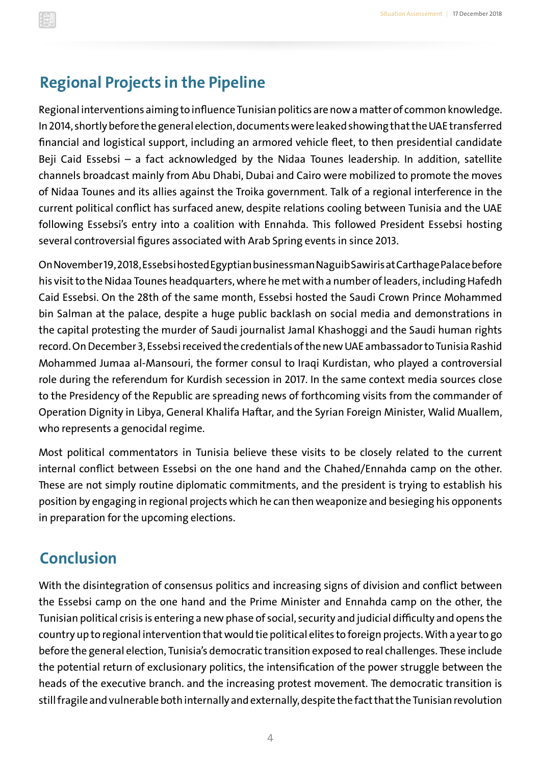## Regional Projects in the Pipeline

Regional interventions aiming to influence Tunisian politics are now a matter of common knowledge. In 2014, shortly before the general election, documents were leaked showing that the UAE transferred financial and logistical support, including an armored vehicle fleet, to then presidential candidate Beji Caid Essebsi – a fact acknowledged by the Nidaa Tounes leadership. In addition, satellite channels broadcast mainly from Abu Dhabi, Dubai and Cairo were mobilized to promote the moves of Nidaa Tounes and its allies against the Troika government. Talk of a regional interference in the current political conflict has surfaced anew, despite relations cooling between Tunisia and the UAE following Essebsi's entry into a coalition with Ennahda. This followed President Essebsi hosting several controversial figures associated with Arab Spring events in since 2013.

On November 19, 2018, Essebsi hosted Egyptian businessman Naguib Sawiris at Carthage Palace before his visit to the Nidaa Tounes headquarters, where he met with a number of leaders, including Hafedh Caid Essebsi. On the 28th of the same month, Essebsi hosted the Saudi Crown Prince Mohammed bin Salman at the palace, despite a huge public backlash on social media and demonstrations in the capital protesting the murder of Saudi journalist Jamal Khashoggi and the Saudi human rights record. On December 3, Essebsi received the credentials of the new UAE ambassador to Tunisia Rashid Mohammed Jumaa al-Mansouri, the former consul to Iraqi Kurdistan, who played a controversial role during the referendum for Kurdish secession in 2017. In the same context media sources close to the Presidency of the Republic are spreading news of forthcoming visits from the commander of Operation Dignity in Libya, General Khalifa Haftar, and the Syrian Foreign Minister, Walid Muallem, who represents a genocidal regime.

Most political commentators in Tunisia believe these visits to be closely related to the current internal conflict between Essebsi on the one hand and the Chahed/Ennahda camp on the other. These are not simply routine diplomatic commitments, and the president is trying to establish his position by engaging in regional projects which he can then weaponize and besieging his opponents in preparation for the upcoming elections.

## Conclusion

With the disintegration of consensus politics and increasing signs of division and conflict between the Essebsi camp on the one hand and the Prime Minister and Ennahda camp on the other, the Tunisian political crisis is entering a new phase of social, security and judicial difficulty and opens the country up to regional intervention that would tie political elites to foreign projects. With a year to go before the general election, Tunisia's democratic transition exposed to real challenges. These include the potential return of exclusionary politics, the intensification of the power struggle between the heads of the executive branch. and the increasing protest movement. The democratic transition is still fragile and vulnerable both internally and externally, despite the fact that the Tunisian revolution